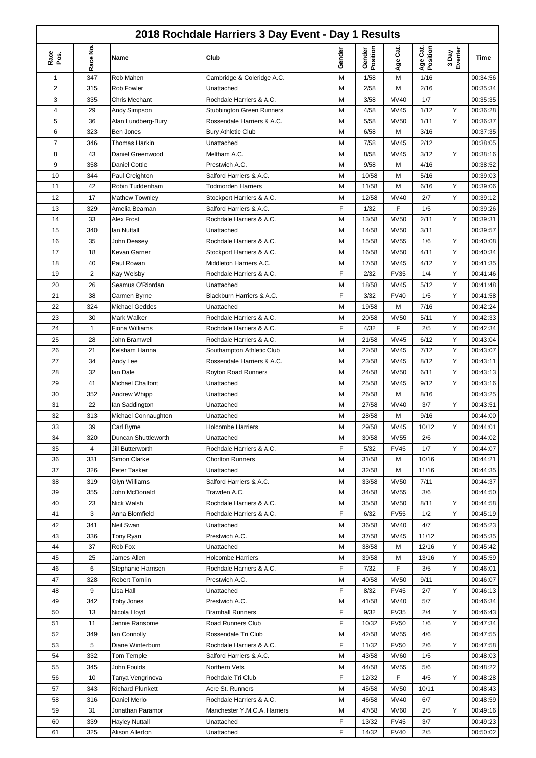# 2018 Rochdale Harriers 3 Day Event - Day 1 Results

| Race Pos. | Race No. | Name | Club | Gender | Gender Position | Age Cat. | Age Cat. Position | 3 Day Eventer | Time |
|---|---|---|---|---|---|---|---|---|---|
| 1 | 347 | Rob Mahen | Cambridge & Coleridge A.C. | M | 1/58 | M | 1/16 | | 00:34:56 |
| 2 | 315 | Rob Fowler | Unattached | M | 2/58 | M | 2/16 | | 00:35:34 |
| 3 | 335 | Chris Mechant | Rochdale Harriers & A.C. | M | 3/58 | MV40 | 1/7 | | 00:35:35 |
| 4 | 29 | Andy Simpson | Stubbington Green Runners | M | 4/58 | MV45 | 1/12 | Y | 00:36:28 |
| 5 | 36 | Alan Lundberg-Bury | Rossendale Harriers & A.C. | M | 5/58 | MV50 | 1/11 | Y | 00:36:37 |
| 6 | 323 | Ben Jones | Bury Athletic Club | M | 6/58 | M | 3/16 | | 00:37:35 |
| 7 | 346 | Thomas Harkin | Unattached | M | 7/58 | MV45 | 2/12 | | 00:38:05 |
| 8 | 43 | Daniel Greenwood | Meltham A.C. | M | 8/58 | MV45 | 3/12 | Y | 00:38:16 |
| 9 | 358 | Daniel Cottle | Prestwich A.C. | M | 9/58 | M | 4/16 | | 00:38:52 |
| 10 | 344 | Paul Creighton | Salford Harriers & A.C. | M | 10/58 | M | 5/16 | | 00:39:03 |
| 11 | 42 | Robin Tuddenham | Todmorden Harriers | M | 11/58 | M | 6/16 | Y | 00:39:06 |
| 12 | 17 | Mathew Townley | Stockport Harriers & A.C. | M | 12/58 | MV40 | 2/7 | Y | 00:39:12 |
| 13 | 329 | Amelia Beaman | Salford Harriers & A.C. | F | 1/32 | F | 1/5 | | 00:39:26 |
| 14 | 33 | Alex Frost | Rochdale Harriers & A.C. | M | 13/58 | MV50 | 2/11 | Y | 00:39:31 |
| 15 | 340 | Ian Nuttall | Unattached | M | 14/58 | MV50 | 3/11 | | 00:39:57 |
| 16 | 35 | John Deasey | Rochdale Harriers & A.C. | M | 15/58 | MV55 | 1/6 | Y | 00:40:08 |
| 17 | 18 | Kevan Garner | Stockport Harriers & A.C. | M | 16/58 | MV50 | 4/11 | Y | 00:40:34 |
| 18 | 40 | Paul Rowan | Middleton Harriers A.C. | M | 17/58 | MV45 | 4/12 | Y | 00:41:35 |
| 19 | 2 | Kay Welsby | Rochdale Harriers & A.C. | F | 2/32 | FV35 | 1/4 | Y | 00:41:46 |
| 20 | 26 | Seamus O'Riordan | Unattached | M | 18/58 | MV45 | 5/12 | Y | 00:41:48 |
| 21 | 38 | Carmen Byrne | Blackburn Harriers & A.C. | F | 3/32 | FV40 | 1/5 | Y | 00:41:58 |
| 22 | 324 | Michael Geddes | Unattached | M | 19/58 | M | 7/16 | | 00:42:24 |
| 23 | 30 | Mark Walker | Rochdale Harriers & A.C. | M | 20/58 | MV50 | 5/11 | Y | 00:42:33 |
| 24 | 1 | Fiona Williams | Rochdale Harriers & A.C. | F | 4/32 | F | 2/5 | Y | 00:42:34 |
| 25 | 28 | John Bramwell | Rochdale Harriers & A.C. | M | 21/58 | MV45 | 6/12 | Y | 00:43:04 |
| 26 | 21 | Kelsham Hanna | Southampton Athletic Club | M | 22/58 | MV45 | 7/12 | Y | 00:43:07 |
| 27 | 34 | Andy Lee | Rossendale Harriers & A.C. | M | 23/58 | MV45 | 8/12 | Y | 00:43:11 |
| 28 | 32 | Ian Dale | Royton Road Runners | M | 24/58 | MV50 | 6/11 | Y | 00:43:13 |
| 29 | 41 | Michael Chalfont | Unattached | M | 25/58 | MV45 | 9/12 | Y | 00:43:16 |
| 30 | 352 | Andrew Whipp | Unattached | M | 26/58 | M | 8/16 | | 00:43:25 |
| 31 | 22 | Ian Saddington | Unattached | M | 27/58 | MV40 | 3/7 | Y | 00:43:51 |
| 32 | 313 | Michael Connaughton | Unattached | M | 28/58 | M | 9/16 | | 00:44:00 |
| 33 | 39 | Carl Byrne | Holcombe Harriers | M | 29/58 | MV45 | 10/12 | Y | 00:44:01 |
| 34 | 320 | Duncan Shuttleworth | Unattached | M | 30/58 | MV55 | 2/6 | | 00:44:02 |
| 35 | 4 | Jill Butterworth | Rochdale Harriers & A.C. | F | 5/32 | FV45 | 1/7 | Y | 00:44:07 |
| 36 | 331 | Simon Clarke | Chorlton Runners | M | 31/58 | M | 10/16 | | 00:44:21 |
| 37 | 326 | Peter Tasker | Unattached | M | 32/58 | M | 11/16 | | 00:44:35 |
| 38 | 319 | Glyn Williams | Salford Harriers & A.C. | M | 33/58 | MV50 | 7/11 | | 00:44:37 |
| 39 | 355 | John McDonald | Trawden A.C. | M | 34/58 | MV55 | 3/6 | | 00:44:50 |
| 40 | 23 | Nick Walsh | Rochdale Harriers & A.C. | M | 35/58 | MV50 | 8/11 | Y | 00:44:58 |
| 41 | 3 | Anna Blomfield | Rochdale Harriers & A.C. | F | 6/32 | FV55 | 1/2 | Y | 00:45:19 |
| 42 | 341 | Neil Swan | Unattached | M | 36/58 | MV40 | 4/7 | | 00:45:23 |
| 43 | 336 | Tony Ryan | Prestwich A.C. | M | 37/58 | MV45 | 11/12 | | 00:45:35 |
| 44 | 37 | Rob Fox | Unattached | M | 38/58 | M | 12/16 | Y | 00:45:42 |
| 45 | 25 | James Allen | Holcombe Harriers | M | 39/58 | M | 13/16 | Y | 00:45:59 |
| 46 | 6 | Stephanie Harrison | Rochdale Harriers & A.C. | F | 7/32 | F | 3/5 | Y | 00:46:01 |
| 47 | 328 | Robert Tomlin | Prestwich A.C. | M | 40/58 | MV50 | 9/11 | | 00:46:07 |
| 48 | 9 | Lisa Hall | Unattached | F | 8/32 | FV45 | 2/7 | Y | 00:46:13 |
| 49 | 342 | Toby Jones | Prestwich A.C. | M | 41/58 | MV40 | 5/7 | | 00:46:34 |
| 50 | 13 | Nicola Lloyd | Bramhall Runners | F | 9/32 | FV35 | 2/4 | Y | 00:46:43 |
| 51 | 11 | Jennie Ransome | Road Runners Club | F | 10/32 | FV50 | 1/6 | Y | 00:47:34 |
| 52 | 349 | Ian Connolly | Rossendale Tri Club | M | 42/58 | MV55 | 4/6 | | 00:47:55 |
| 53 | 5 | Diane Winterburn | Rochdale Harriers & A.C. | F | 11/32 | FV50 | 2/6 | Y | 00:47:58 |
| 54 | 332 | Tom Temple | Salford Harriers & A.C. | M | 43/58 | MV60 | 1/5 | | 00:48:03 |
| 55 | 345 | John Foulds | Northern Vets | M | 44/58 | MV55 | 5/6 | | 00:48:22 |
| 56 | 10 | Tanya Vengrinova | Rochdale Tri Club | F | 12/32 | F | 4/5 | Y | 00:48:28 |
| 57 | 343 | Richard Plunkett | Acre St. Runners | M | 45/58 | MV50 | 10/11 | | 00:48:43 |
| 58 | 316 | Daniel Merlo | Rochdale Harriers & A.C. | M | 46/58 | MV40 | 6/7 | | 00:48:59 |
| 59 | 31 | Jonathan Paramor | Manchester Y.M.C.A. Harriers | M | 47/58 | MV60 | 2/5 | Y | 00:49:16 |
| 60 | 339 | Hayley Nuttall | Unattached | F | 13/32 | FV45 | 3/7 | | 00:49:23 |
| 61 | 325 | Alison Allerton | Unattached | F | 14/32 | FV40 | 2/5 | | 00:50:02 |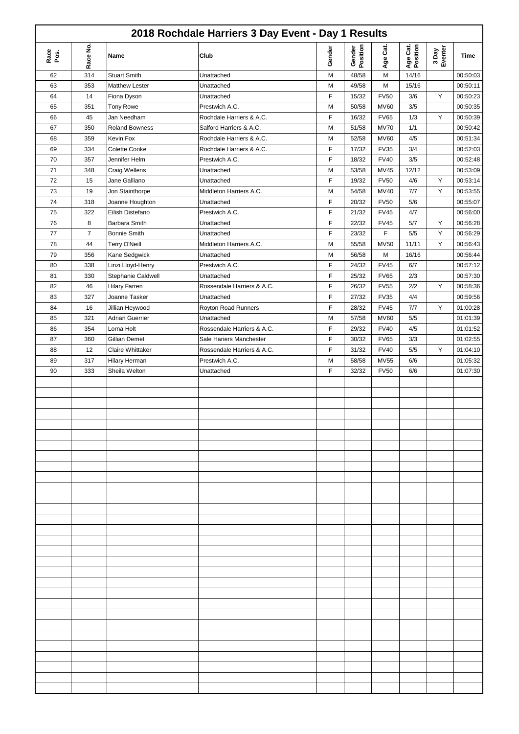# 2018 Rochdale Harriers 3 Day Event - Day 1 Results

| Race Pos. | Race No. | Name | Club | Gender | Gender Position | Age Cat. | Age Cat. Position | 3 Day Eventer | Time |
|---|---|---|---|---|---|---|---|---|---|
| 62 | 314 | Stuart Smith | Unattached | M | 48/58 | M | 14/16 | | 00:50:03 |
| 63 | 353 | Matthew Lester | Unattached | M | 49/58 | M | 15/16 | | 00:50:11 |
| 64 | 14 | Fiona Dyson | Unattached | F | 15/32 | FV50 | 3/6 | Y | 00:50:23 |
| 65 | 351 | Tony Rowe | Prestwich A.C. | M | 50/58 | MV60 | 3/5 | | 00:50:35 |
| 66 | 45 | Jan Needham | Rochdale Harriers & A.C. | F | 16/32 | FV65 | 1/3 | Y | 00:50:39 |
| 67 | 350 | Roland Bowness | Salford Harriers & A.C. | M | 51/58 | MV70 | 1/1 | | 00:50:42 |
| 68 | 359 | Kevin Fox | Rochdale Harriers & A.C. | M | 52/58 | MV60 | 4/5 | | 00:51:34 |
| 69 | 334 | Colette Cooke | Rochdale Harriers & A.C. | F | 17/32 | FV35 | 3/4 | | 00:52:03 |
| 70 | 357 | Jennifer Helm | Prestwich A.C. | F | 18/32 | FV40 | 3/5 | | 00:52:48 |
| 71 | 348 | Craig Wellens | Unattached | M | 53/58 | MV45 | 12/12 | | 00:53:09 |
| 72 | 15 | Jane Galliano | Unattached | F | 19/32 | FV50 | 4/6 | Y | 00:53:14 |
| 73 | 19 | Jon Stainthorpe | Middleton Harriers A.C. | M | 54/58 | MV40 | 7/7 | Y | 00:53:55 |
| 74 | 318 | Joanne Houghton | Unattached | F | 20/32 | FV50 | 5/6 | | 00:55:07 |
| 75 | 322 | Eilish Distefano | Prestwich A.C. | F | 21/32 | FV45 | 4/7 | | 00:56:00 |
| 76 | 8 | Barbara Smith | Unattached | F | 22/32 | FV45 | 5/7 | Y | 00:56:28 |
| 77 | 7 | Bonnie Smith | Unattached | F | 23/32 | F | 5/5 | Y | 00:56:29 |
| 78 | 44 | Terry O'Neill | Middleton Harriers A.C. | M | 55/58 | MV50 | 11/11 | Y | 00:56:43 |
| 79 | 356 | Kane Sedgwick | Unattached | M | 56/58 | M | 16/16 | | 00:56:44 |
| 80 | 338 | Linzi Lloyd-Henry | Prestwich A.C. | F | 24/32 | FV45 | 6/7 | | 00:57:12 |
| 81 | 330 | Stephanie Caldwell | Unattached | F | 25/32 | FV65 | 2/3 | | 00:57:30 |
| 82 | 46 | Hilary Farren | Rossendale Harriers & A.C. | F | 26/32 | FV55 | 2/2 | Y | 00:58:36 |
| 83 | 327 | Joanne Tasker | Unattached | F | 27/32 | FV35 | 4/4 | | 00:59:56 |
| 84 | 16 | Jillian Heywood | Royton Road Runners | F | 28/32 | FV45 | 7/7 | Y | 01:00:28 |
| 85 | 321 | Adrian Guerrier | Unattached | M | 57/58 | MV60 | 5/5 | | 01:01:39 |
| 86 | 354 | Lorna Holt | Rossendale Harriers & A.C. | F | 29/32 | FV40 | 4/5 | | 01:01:52 |
| 87 | 360 | Gillian Demet | Sale Hariers Manchester | F | 30/32 | FV65 | 3/3 | | 01:02:55 |
| 88 | 12 | Claire Whittaker | Rossendale Harriers & A.C. | F | 31/32 | FV40 | 5/5 | Y | 01:04:10 |
| 89 | 317 | Hilary Herman | Prestwich A.C. | M | 58/58 | MV55 | 6/6 | | 01:05:32 |
| 90 | 333 | Sheila Welton | Unattached | F | 32/32 | FV50 | 6/6 | | 01:07:30 |